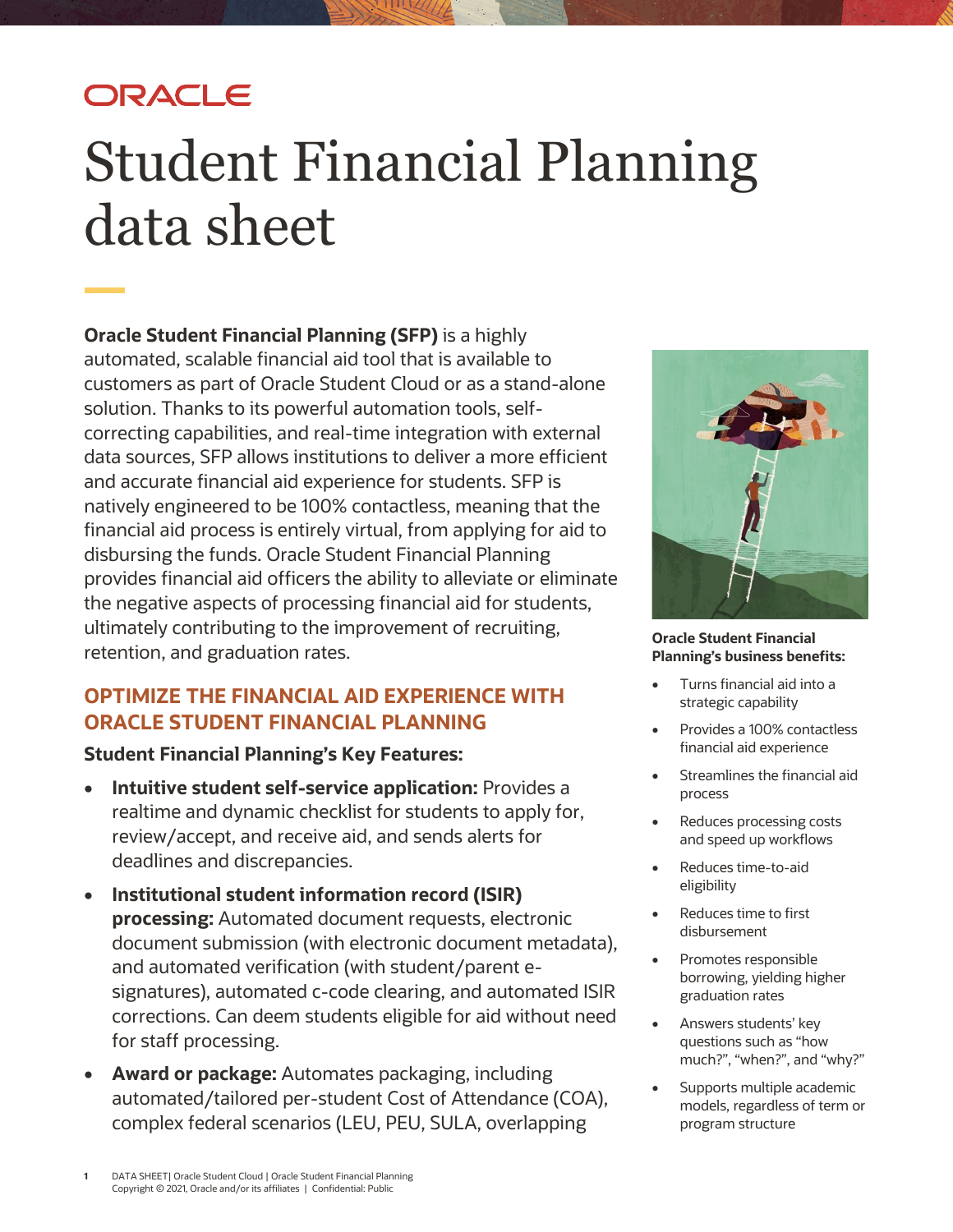ORACLE

# Student Financial Planning data sheet

**Oracle Student Financial Planning (SFP)** is a highly automated, scalable financial aid tool that is available to customers as part of Oracle Student Cloud or as a stand-alone solution. Thanks to its powerful automation tools, self-correcting capabilities, and real-time integration with external data sources, SFP allows institutions to deliver a more efficient and accurate financial aid experience for students. SFP is natively engineered to be 100% contactless, meaning that the financial aid process is entirely virtual, from applying for aid to disbursing the funds. Oracle Student Financial Planning provides financial aid officers the ability to alleviate or eliminate the negative aspects of processing financial aid for students, ultimately contributing to the improvement of recruiting, retention, and graduation rates.

**Oracle Student Financial Planning's business benefits:**

- Turns financial aid into a strategic capability
- Provides a 100% contactless financial aid experience
- Streamlines the financial aid process
- Reduces processing costs and speed up workflows
- Reduces time-to-aid eligibility
- Reduces time to first disbursement
- Promotes responsible borrowing, yielding higher graduation rates
- Answers students' key questions such as "how much?", "when?", and "why?"
- Supports multiple academic models, regardless of term or program structure

## OPTIMIZE THE FINANCIAL AID EXPERIENCE WITH ORACLE STUDENT FINANCIAL PLANNING

### Student Financial Planning's Key Features:

- **Intuitive student self-service application:** Provides a realtime and dynamic checklist for students to apply for, review/accept, and receive aid, and sends alerts for deadlines and discrepancies.
- **Institutional student information record (ISIR) processing:** Automated document requests, electronic document submission (with electronic document metadata), and automated verification (with student/parent e-signatures), automated c-code clearing, and automated ISIR corrections. Can deem students eligible for aid without need for staff processing.
- **Award or package:** Automates packaging, including automated/tailored per-student Cost of Attendance (COA), complex federal scenarios (LEU, PEU, SULA, overlapping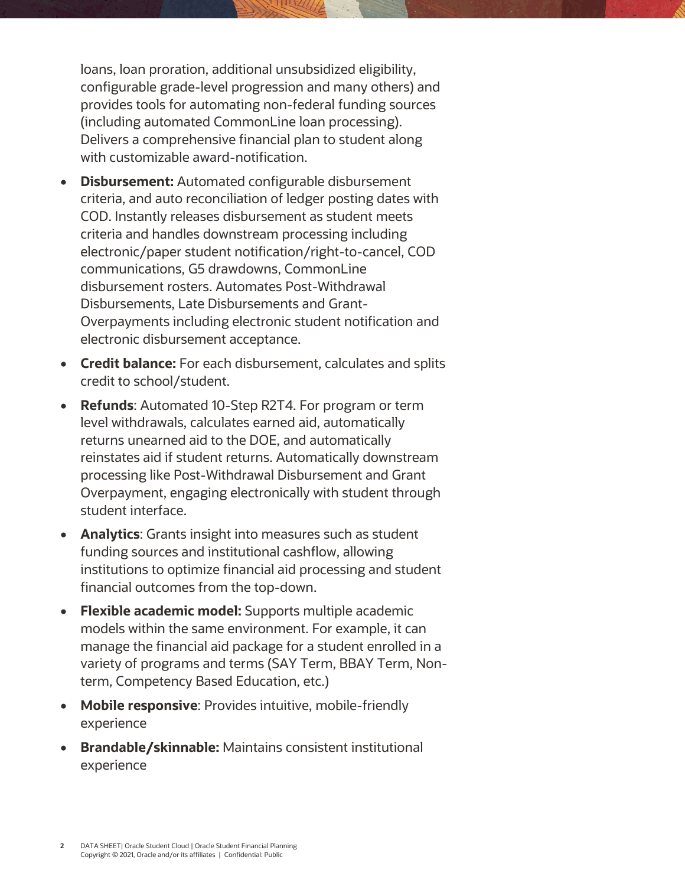loans, loan proration, additional unsubsidized eligibility, configurable grade-level progression and many others) and provides tools for automating non-federal funding sources (including automated CommonLine loan processing). Delivers a comprehensive financial plan to student along with customizable award-notification.

- **Disbursement:** Automated configurable disbursement criteria, and auto reconciliation of ledger posting dates with COD. Instantly releases disbursement as student meets criteria and handles downstream processing including electronic/paper student notification/right-to-cancel, COD communications, G5 drawdowns, CommonLine disbursement rosters. Automates Post-Withdrawal Disbursements, Late Disbursements and Grant-Overpayments including electronic student notification and electronic disbursement acceptance.
- **Credit balance:** For each disbursement, calculates and splits credit to school/student.
- **Refunds**: Automated 10-Step R2T4. For program or term level withdrawals, calculates earned aid, automatically returns unearned aid to the DOE, and automatically reinstates aid if student returns. Automatically downstream processing like Post-Withdrawal Disbursement and Grant Overpayment, engaging electronically with student through student interface.
- **Analytics**: Grants insight into measures such as student funding sources and institutional cashflow, allowing institutions to optimize financial aid processing and student financial outcomes from the top-down.
- **Flexible academic model:** Supports multiple academic models within the same environment. For example, it can manage the financial aid package for a student enrolled in a variety of programs and terms (SAY Term, BBAY Term, Non-term, Competency Based Education, etc.)
- **Mobile responsive**: Provides intuitive, mobile-friendly experience
- **Brandable/skinnable:** Maintains consistent institutional experience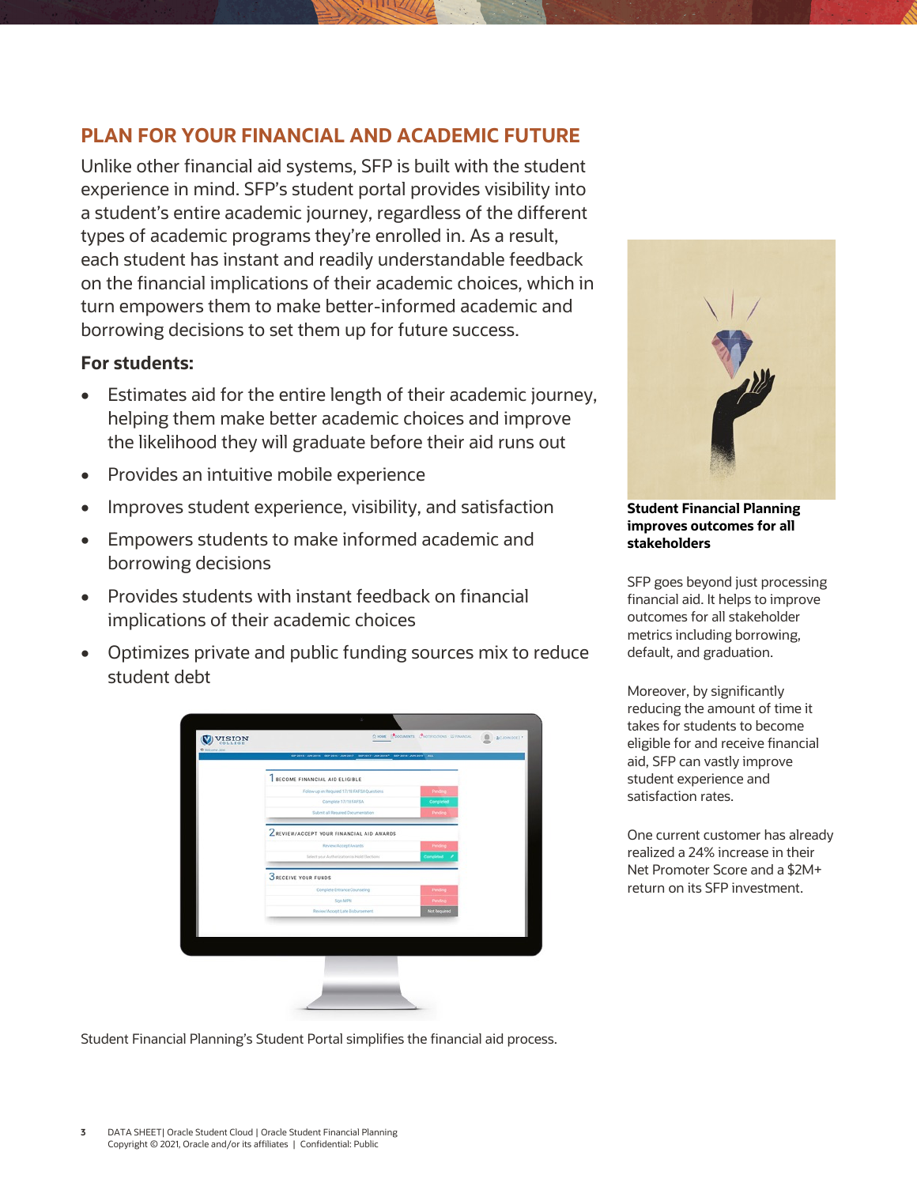## PLAN FOR YOUR FINANCIAL AND ACADEMIC FUTURE

Unlike other financial aid systems, SFP is built with the student experience in mind. SFP's student portal provides visibility into a student's entire academic journey, regardless of the different types of academic programs they're enrolled in. As a result, each student has instant and readily understandable feedback on the financial implications of their academic choices, which in turn empowers them to make better-informed academic and borrowing decisions to set them up for future success.

**For students:**

- Estimates aid for the entire length of their academic journey, helping them make better academic choices and improve the likelihood they will graduate before their aid runs out
- Provides an intuitive mobile experience
- Improves student experience, visibility, and satisfaction
- Empowers students to make informed academic and borrowing decisions
- Provides students with instant feedback on financial implications of their academic choices
- Optimizes private and public funding sources mix to reduce student debt

Student Financial Planning's Student Portal simplifies the financial aid process.

**Student Financial Planning improves outcomes for all stakeholders**

SFP goes beyond just processing financial aid. It helps to improve outcomes for all stakeholder metrics including borrowing, default, and graduation.

Moreover, by significantly reducing the amount of time it takes for students to become eligible for and receive financial aid, SFP can vastly improve student experience and satisfaction rates.

One current customer has already realized a 24% increase in their Net Promoter Score and a $2M+ return on its SFP investment.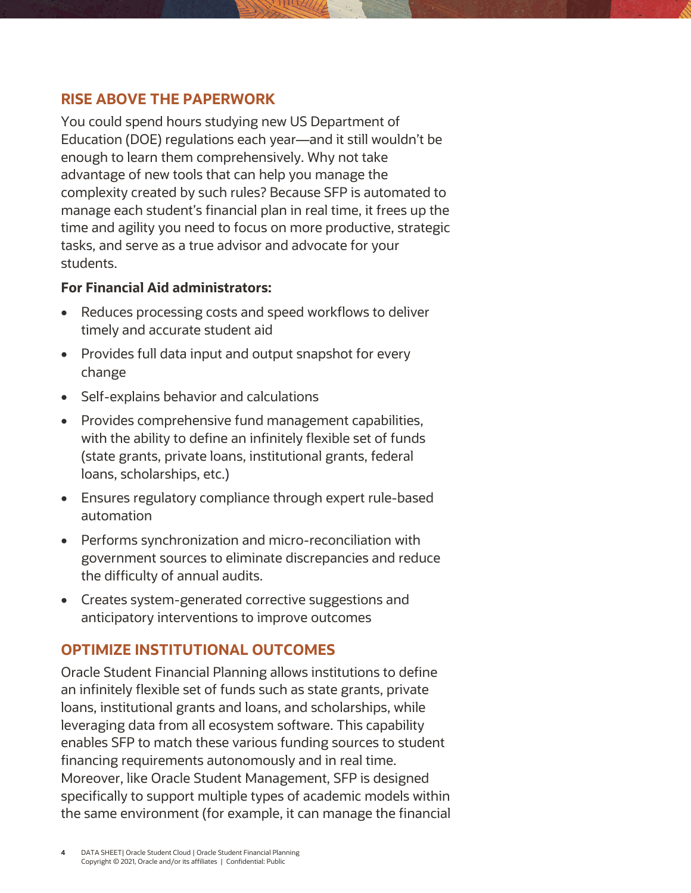## RISE ABOVE THE PAPERWORK

You could spend hours studying new US Department of Education (DOE) regulations each year—and it still wouldn't be enough to learn them comprehensively. Why not take advantage of new tools that can help you manage the complexity created by such rules? Because SFP is automated to manage each student's financial plan in real time, it frees up the time and agility you need to focus on more productive, strategic tasks, and serve as a true advisor and advocate for your students.

**For Financial Aid administrators:**

- Reduces processing costs and speed workflows to deliver timely and accurate student aid
- Provides full data input and output snapshot for every change
- Self-explains behavior and calculations
- Provides comprehensive fund management capabilities, with the ability to define an infinitely flexible set of funds (state grants, private loans, institutional grants, federal loans, scholarships, etc.)
- Ensures regulatory compliance through expert rule-based automation
- Performs synchronization and micro-reconciliation with government sources to eliminate discrepancies and reduce the difficulty of annual audits.
- Creates system-generated corrective suggestions and anticipatory interventions to improve outcomes

## OPTIMIZE INSTITUTIONAL OUTCOMES

Oracle Student Financial Planning allows institutions to define an infinitely flexible set of funds such as state grants, private loans, institutional grants and loans, and scholarships, while leveraging data from all ecosystem software. This capability enables SFP to match these various funding sources to student financing requirements autonomously and in real time. Moreover, like Oracle Student Management, SFP is designed specifically to support multiple types of academic models within the same environment (for example, it can manage the financial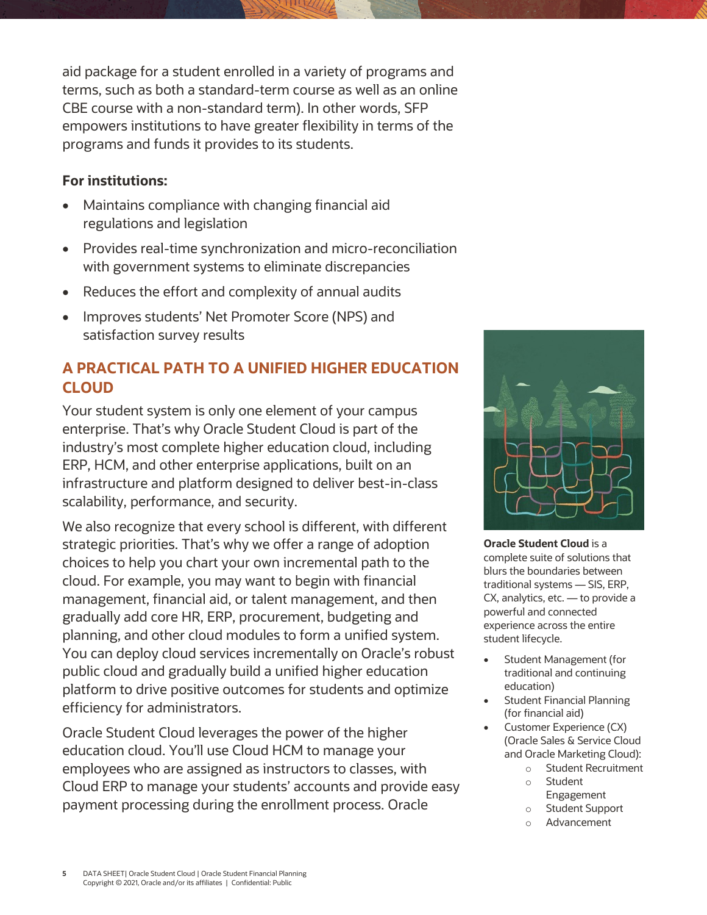aid package for a student enrolled in a variety of programs and terms, such as both a standard-term course as well as an online CBE course with a non-standard term). In other words, SFP empowers institutions to have greater flexibility in terms of the programs and funds it provides to its students.

**For institutions:**

- Maintains compliance with changing financial aid regulations and legislation
- Provides real-time synchronization and micro-reconciliation with government systems to eliminate discrepancies
- Reduces the effort and complexity of annual audits
- Improves students' Net Promoter Score (NPS) and satisfaction survey results

## A PRACTICAL PATH TO A UNIFIED HIGHER EDUCATION CLOUD

Your student system is only one element of your campus enterprise. That's why Oracle Student Cloud is part of the industry's most complete higher education cloud, including ERP, HCM, and other enterprise applications, built on an infrastructure and platform designed to deliver best-in-class scalability, performance, and security.

We also recognize that every school is different, with different strategic priorities. That's why we offer a range of adoption choices to help you chart your own incremental path to the cloud. For example, you may want to begin with financial management, financial aid, or talent management, and then gradually add core HR, ERP, procurement, budgeting and planning, and other cloud modules to form a unified system. You can deploy cloud services incrementally on Oracle's robust public cloud and gradually build a unified higher education platform to drive positive outcomes for students and optimize efficiency for administrators.

Oracle Student Cloud leverages the power of the higher education cloud. You'll use Cloud HCM to manage your employees who are assigned as instructors to classes, with Cloud ERP to manage your students' accounts and provide easy payment processing during the enrollment process. Oracle

**Oracle Student Cloud** is a complete suite of solutions that blurs the boundaries between traditional systems — SIS, ERP, CX, analytics, etc. — to provide a powerful and connected experience across the entire student lifecycle.

- Student Management (for traditional and continuing education)
- Student Financial Planning (for financial aid)
- Customer Experience (CX) (Oracle Sales & Service Cloud and Oracle Marketing Cloud):
  - Student Recruitment
  - Student Engagement
  - Student Support
  - Advancement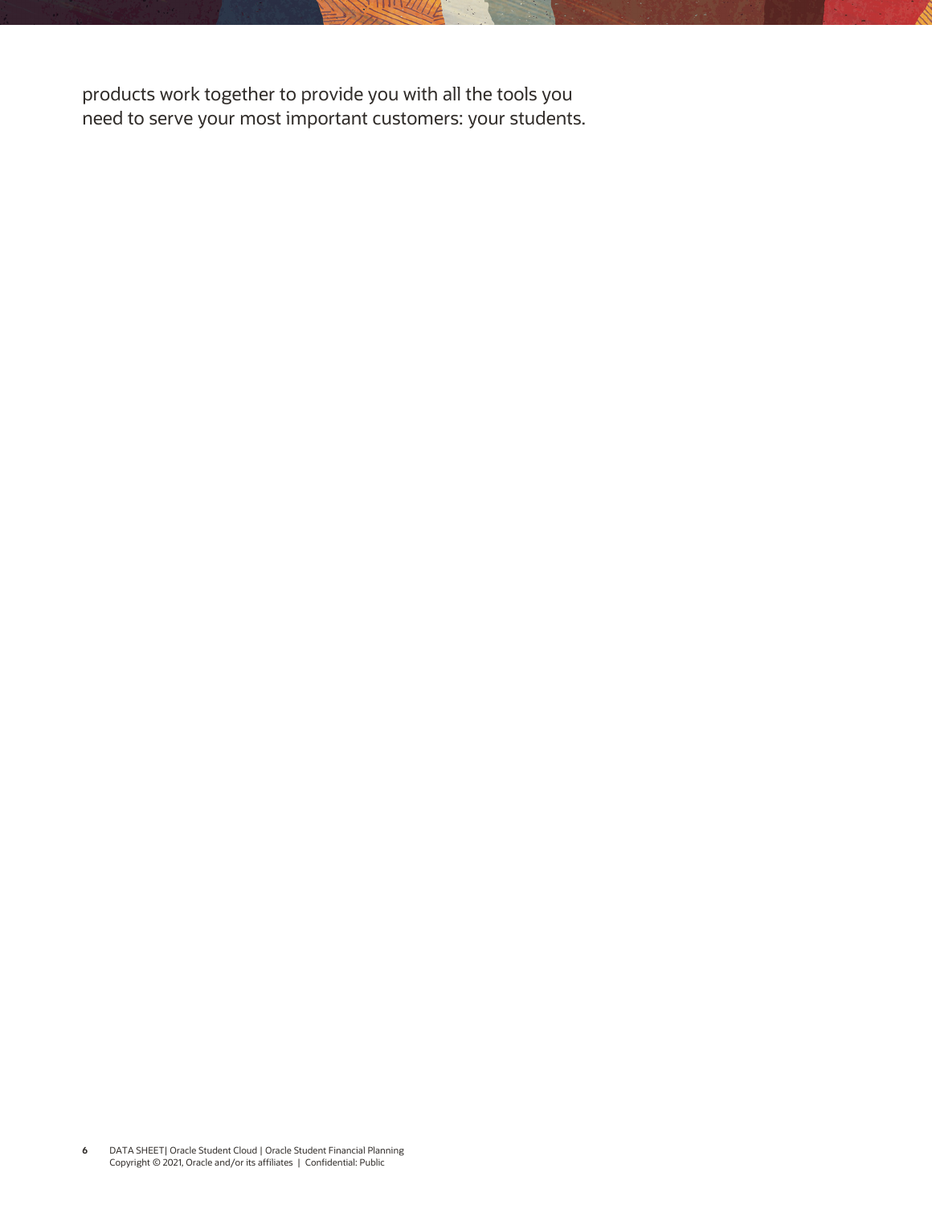products work together to provide you with all the tools you need to serve your most important customers: your students.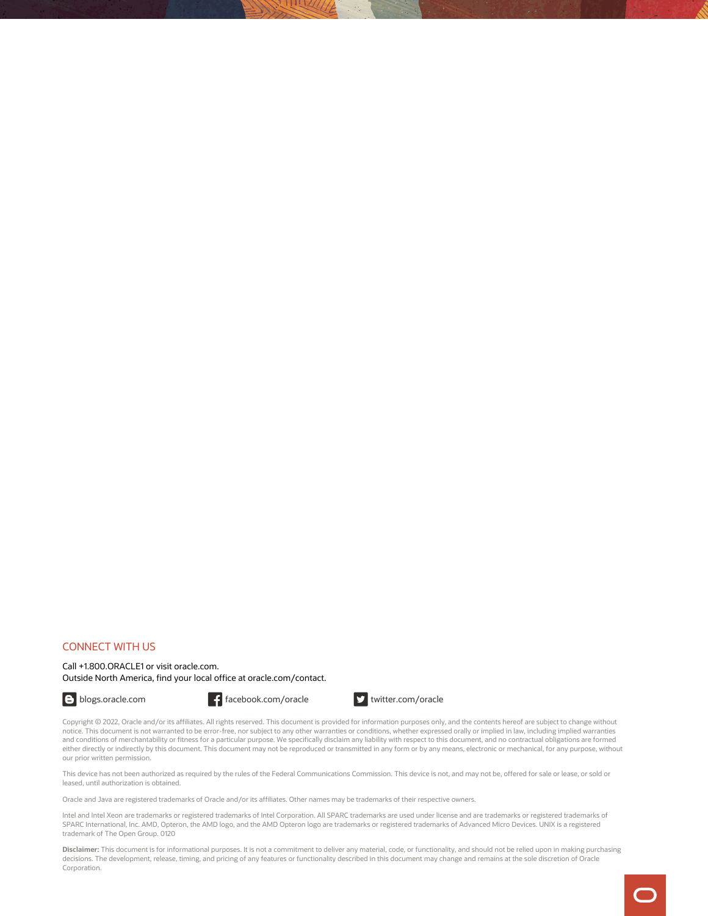## CONNECT WITH US

Call +1.800.ORACLE1 or visit oracle.com.
Outside North America, find your local office at oracle.com/contact.

blogs.oracle.com facebook.com/oracle twitter.com/oracle

Copyright © 2022, Oracle and/or its affiliates. All rights reserved. This document is provided for information purposes only, and the contents hereof are subject to change without notice. This document is not warranted to be error-free, nor subject to any other warranties or conditions, whether expressed orally or implied in law, including implied warranties and conditions of merchantability or fitness for a particular purpose. We specifically disclaim any liability with respect to this document, and no contractual obligations are formed either directly or indirectly by this document. This document may not be reproduced or transmitted in any form or by any means, electronic or mechanical, for any purpose, without our prior written permission.

This device has not been authorized as required by the rules of the Federal Communications Commission. This device is not, and may not be, offered for sale or lease, or sold or leased, until authorization is obtained.

Oracle and Java are registered trademarks of Oracle and/or its affiliates. Other names may be trademarks of their respective owners.

Intel and Intel Xeon are trademarks or registered trademarks of Intel Corporation. All SPARC trademarks are used under license and are trademarks or registered trademarks of SPARC International, Inc. AMD, Opteron, the AMD logo, and the AMD Opteron logo are trademarks or registered trademarks of Advanced Micro Devices. UNIX is a registered trademark of The Open Group. 0120

**Disclaimer:** This document is for informational purposes. It is not a commitment to deliver any material, code, or functionality, and should not be relied upon in making purchasing decisions. The development, release, timing, and pricing of any features or functionality described in this document may change and remains at the sole discretion of Oracle Corporation.